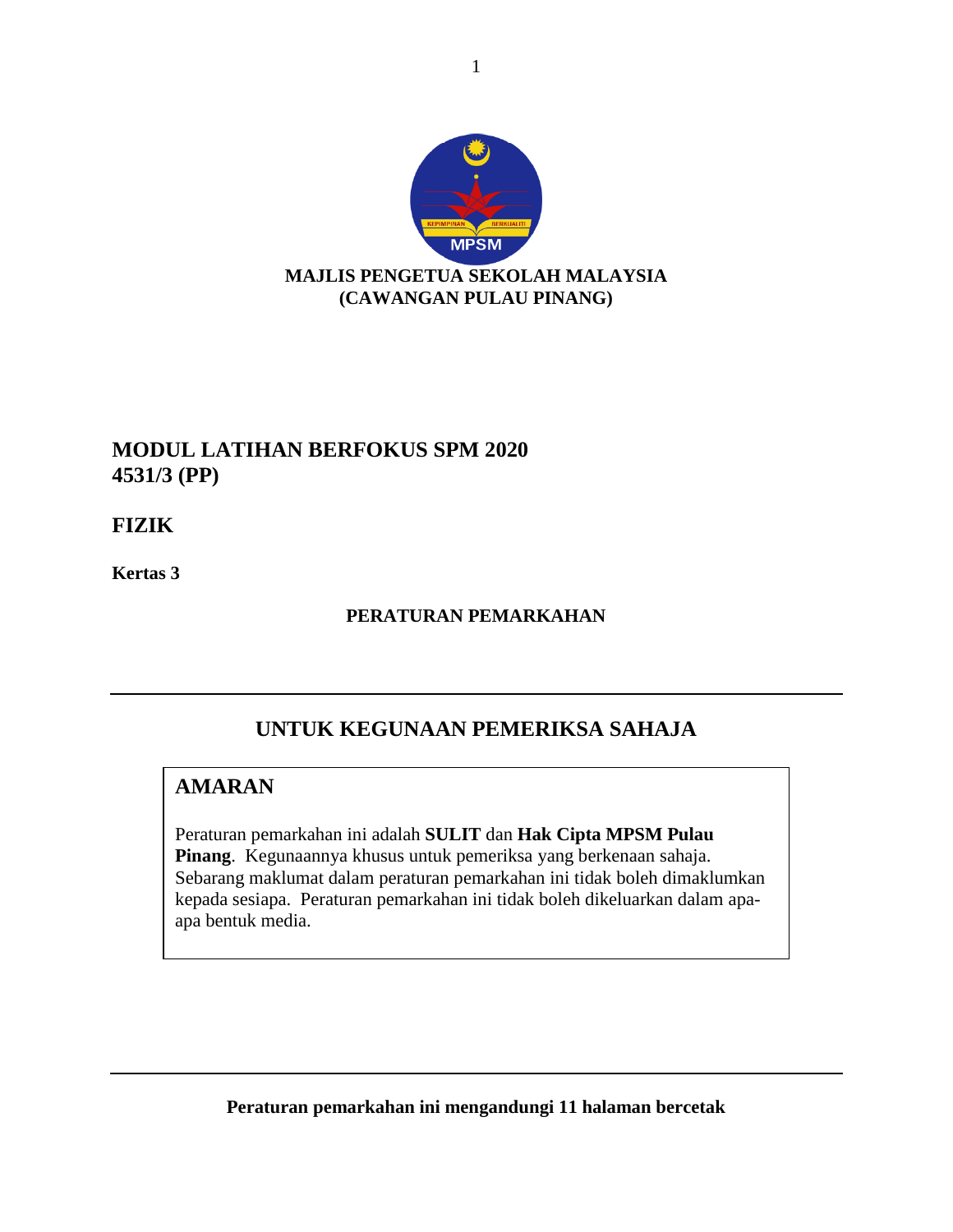**MAJLIS PENGETUA SEKOLAH MALAYSIA**
**(CAWANGAN PULAU PINANG)**

# MODUL LATIHAN BERFOKUS SPM 2020
# 4531/3 (PP)

# FIZIK

**Kertas 3**

**PERATURAN PEMARKAHAN**

---

## UNTUK KEGUNAAN PEMERIKSA SAHAJA

### AMARAN

Peraturan pemarkahan ini adalah **SULIT** dan **Hak Cipta MPSM Pulau Pinang**. Kegunaannya khusus untuk pemeriksa yang berkenaan sahaja. Sebarang maklumat dalam peraturan pemarkahan ini tidak boleh dimaklumkan kepada sesiapa. Peraturan pemarkahan ini tidak boleh dikeluarkan dalam apa-apa bentuk media.

---

**Peraturan pemarkahan ini mengandungi 11 halaman bercetak**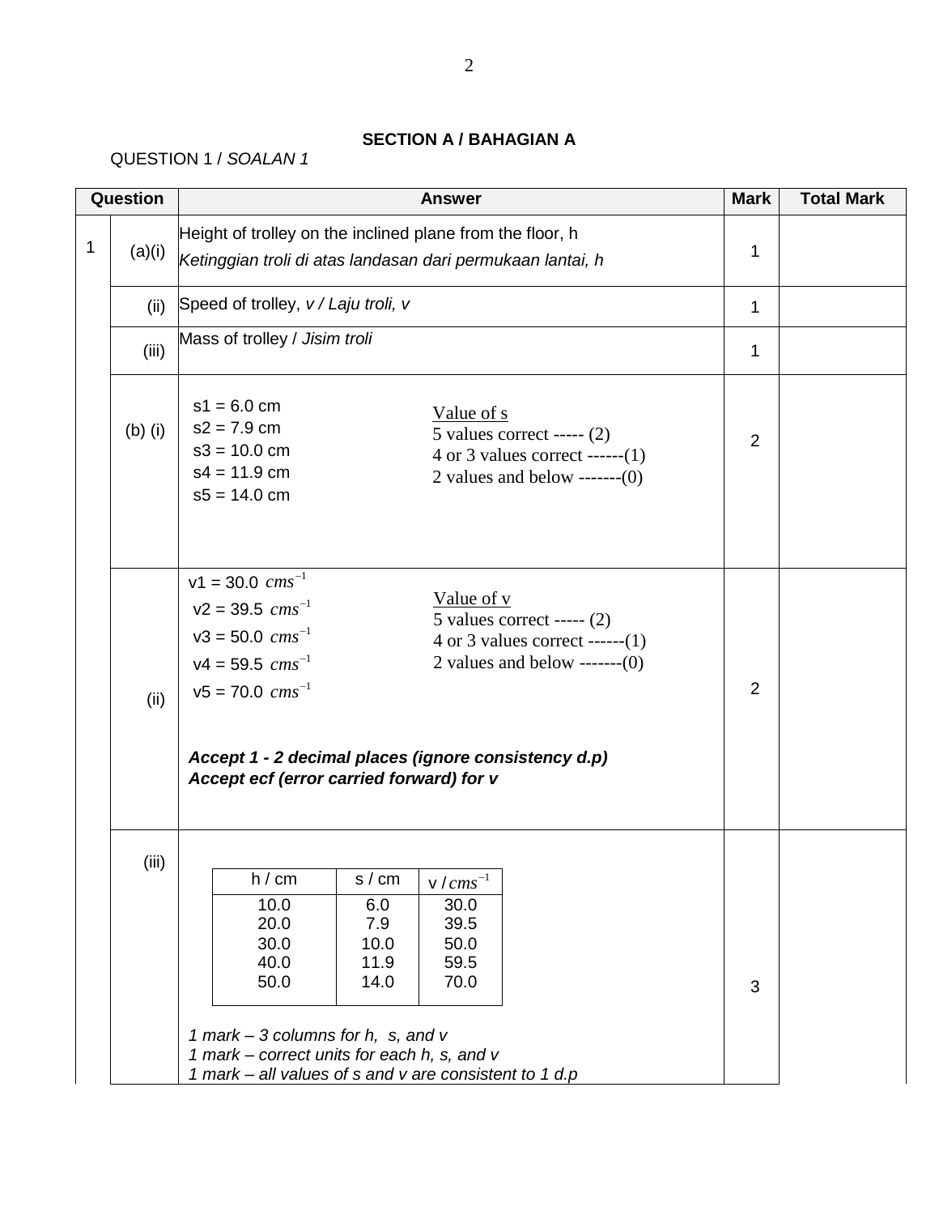## SECTION A / BAHAGIAN A

QUESTION 1 / *SOALAN 1*

| Question | | Answer | Mark | Total Mark |
|---|---|---|---|---|
| 1 | (a)(i) | Height of trolley on the inclined plane from the floor, h<br>*Ketinggian troli di atas landasan dari permukaan lantai, h* | 1 | |
| | (ii) | Speed of trolley, *v / Laju troli, v* | 1 | |
| | (iii) | Mass of trolley / *Jisim troli* | 1 | |
| | (b) (i) | s1 = 6.0 cm<br>s2 = 7.9 cm<br>s3 = 10.0 cm<br>s4 = 11.9 cm<br>s5 = 14.0 cm<br><br><u>Value of s</u><br>5 values correct ----- (2)<br>4 or 3 values correct ------(1)<br>2 values and below -------(0) | 2 | |
| | (ii) | v1 = 30.0 $cms^{-1}$<br>v2 = 39.5 $cms^{-1}$<br>v3 = 50.0 $cms^{-1}$<br>v4 = 59.5 $cms^{-1}$<br>v5 = 70.0 $cms^{-1}$<br><br><u>Value of v</u><br>5 values correct ----- (2)<br>4 or 3 values correct ------(1)<br>2 values and below -------(0)<br><br>***Accept 1 - 2 decimal places (ignore consistency d.p)***<br>***Accept ecf (error carried forward) for v*** | 2 | |
| | (iii) | (see table below)<br><br>*1 mark – 3 columns for h, s, and v*<br>*1 mark – correct units for each h, s, and v*<br>*1 mark – all values of s and v are consistent to 1 d.p* | 3 | |

| h / cm | s / cm | v / $cms^{-1}$ |
|---|---|---|
| 10.0 | 6.0 | 30.0 |
| 20.0 | 7.9 | 39.5 |
| 30.0 | 10.0 | 50.0 |
| 40.0 | 11.9 | 59.5 |
| 50.0 | 14.0 | 70.0 |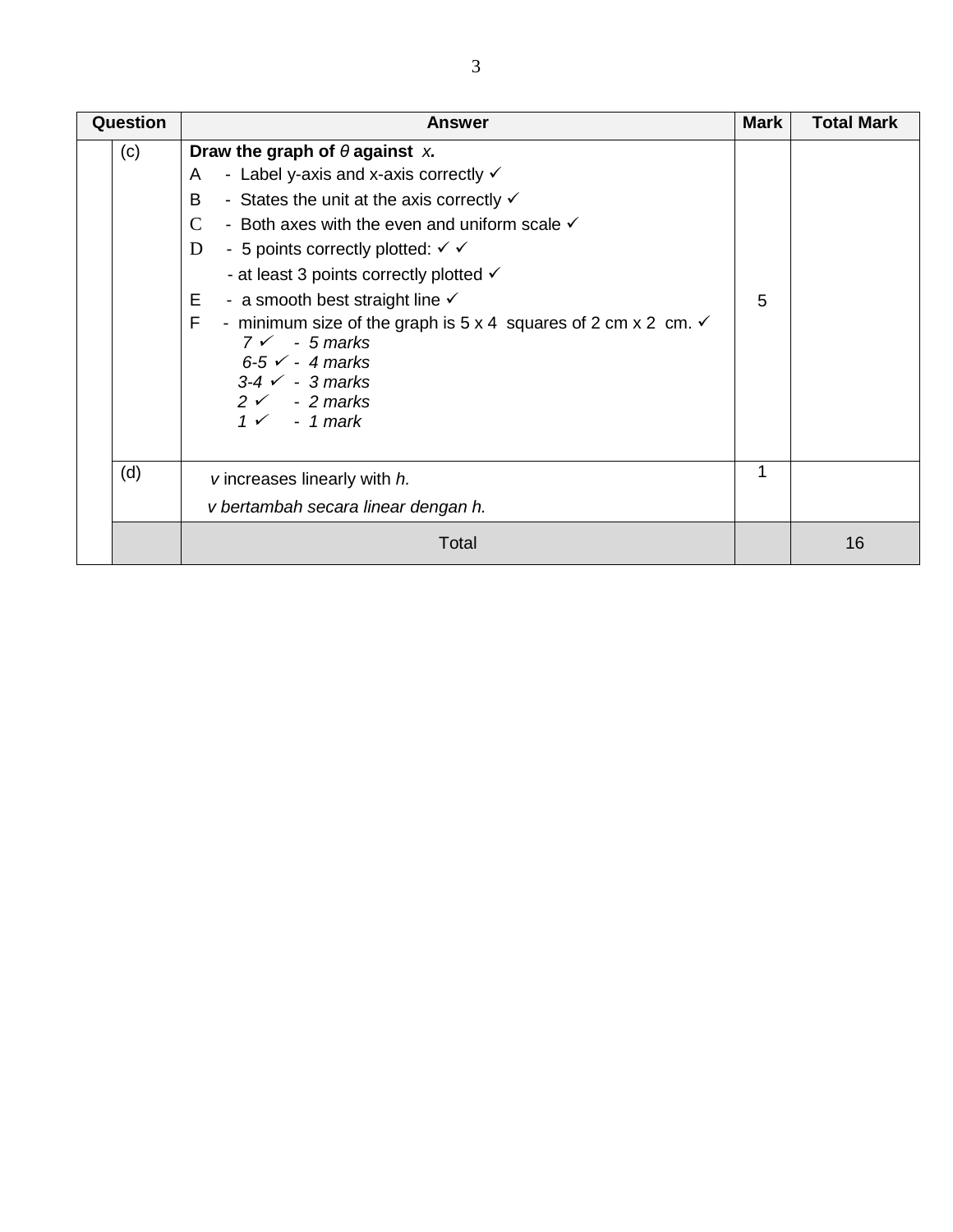| Question | | Answer | Mark | Total Mark |
|---|---|---|---|---|
| | (c) | **Draw the graph of *θ* against *x*.**<br>A - Label y-axis and x-axis correctly ✓<br>B - States the unit at the axis correctly ✓<br>C - Both axes with the even and uniform scale ✓<br>D - 5 points correctly plotted: ✓ ✓<br>- at least 3 points correctly plotted ✓<br>E - a smooth best straight line ✓<br>F - minimum size of the graph is 5 x 4 squares of 2 cm x 2 cm. ✓<br>*7 ✓ - 5 marks*<br>*6-5 ✓ - 4 marks*<br>*3-4 ✓ - 3 marks*<br>*2 ✓ - 2 marks*<br>*1 ✓ - 1 mark* | 5 | |
| | (d) | *v* increases linearly with *h.*<br>*v bertambah secara linear dengan h.* | 1 | |
| | | Total | | 16 |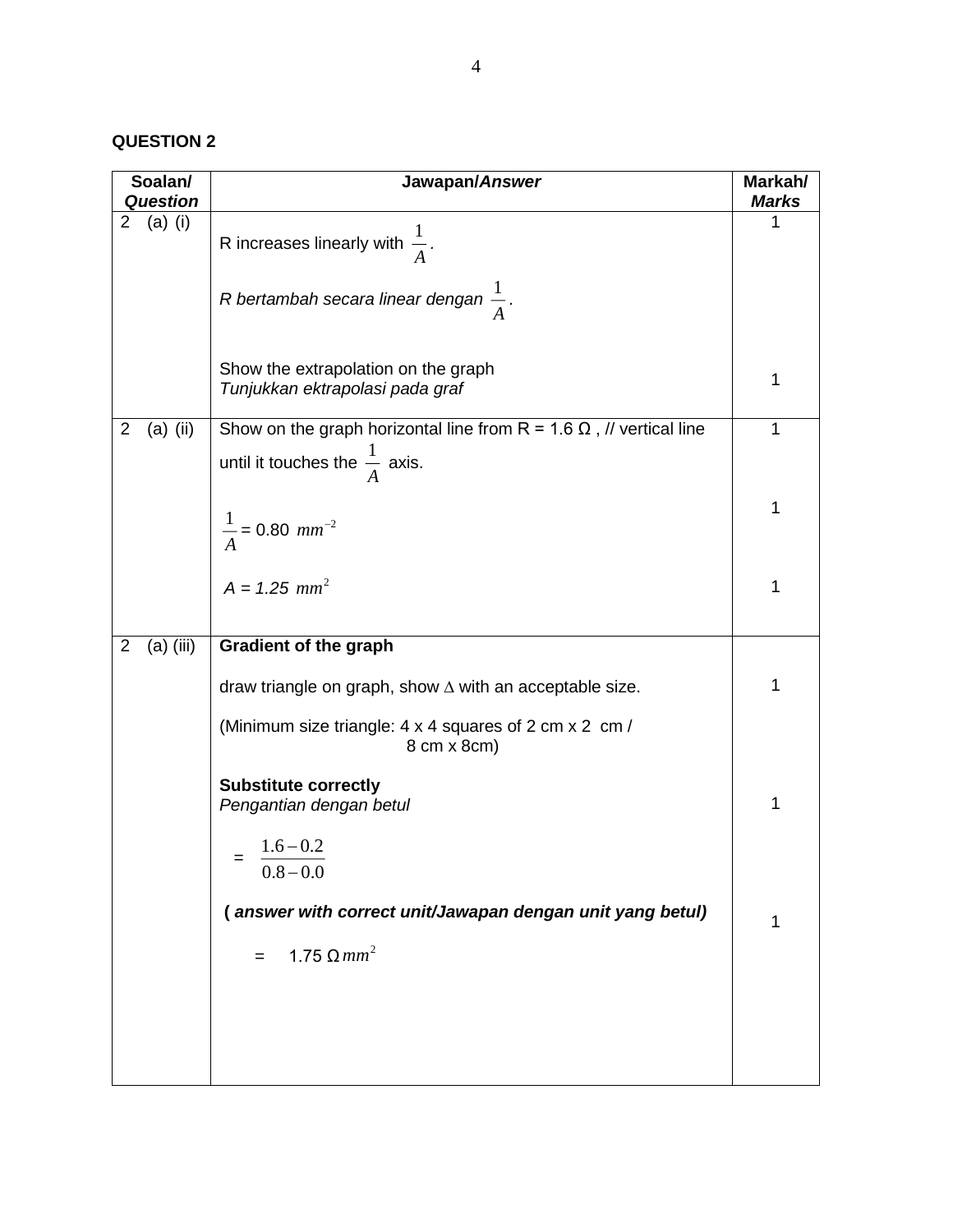**QUESTION 2**

| Soalan/ *Question* | Jawapan/*Answer* | Markah/ *Marks* |
|---|---|---|
| 2 (a) (i) | R increases linearly with $\frac{1}{A}$.<br><br>*R bertambah secara linear dengan* $\frac{1}{A}$.<br><br>Show the extrapolation on the graph<br>*Tunjukkan ektrapolasi pada graf* | 1<br><br><br><br>1 |
| 2 (a) (ii) | Show on the graph horizontal line from R = 1.6 Ω , // vertical line until it touches the $\frac{1}{A}$ axis.<br><br>$\frac{1}{A}$ = 0.80 $mm^{-2}$<br><br>*A = 1.25* $mm^{2}$ | 1<br><br>1<br><br>1 |
| 2 (a) (iii) | **Gradient of the graph**<br><br>draw triangle on graph, show ∆ with an acceptable size.<br><br>(Minimum size triangle: 4 x 4 squares of 2 cm x 2 cm / 8 cm x 8cm)<br><br>**Substitute correctly**<br>*Pengantian dengan betul*<br><br>= $\frac{1.6-0.2}{0.8-0.0}$<br><br>**(** ***answer with correct unit/Jawapan dengan unit yang betul)***<br><br>= 1.75 Ω $mm^{2}$ | <br><br>1<br><br><br><br>1<br><br><br><br>1 |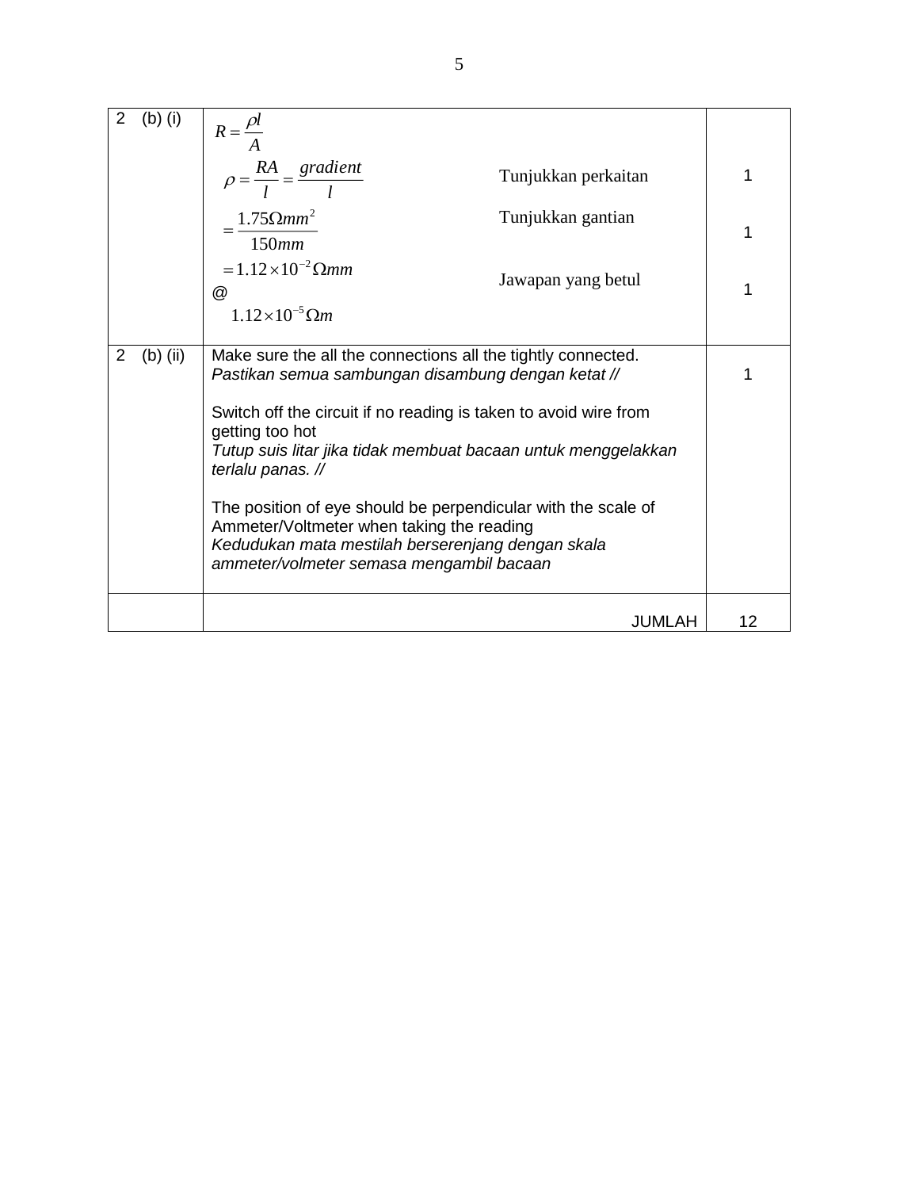| | | |
|---|---|---|
| 2 (b) (i) | $R = \frac{\rho l}{A}$ <br> $\rho = \frac{RA}{l} = \frac{gradient}{l}$ Tunjukkan perkaitan <br> $= \frac{1.75\Omega mm^2}{150mm}$ Tunjukkan gantian <br> $= 1.12 \times 10^{-2}\Omega mm$ Jawapan yang betul <br> @ <br> $1.12 \times 10^{-5}\Omega m$ | 1 <br> <br> 1 <br> <br> 1 |
| 2 (b) (ii) | Make sure the all the connections all the tightly connected. <br> *Pastikan semua sambungan disambung dengan ketat //* <br> <br> Switch off the circuit if no reading is taken to avoid wire from getting too hot <br> *Tutup suis litar jika tidak membuat bacaan untuk menggelakkan terlalu panas. //* <br> <br> The position of eye should be perpendicular with the scale of Ammeter/Voltmeter when taking the reading <br> *Kedudukan mata mestilah berserenjang dengan skala ammeter/volmeter semasa mengambil bacaan* | 1 |
| | JUMLAH | 12 |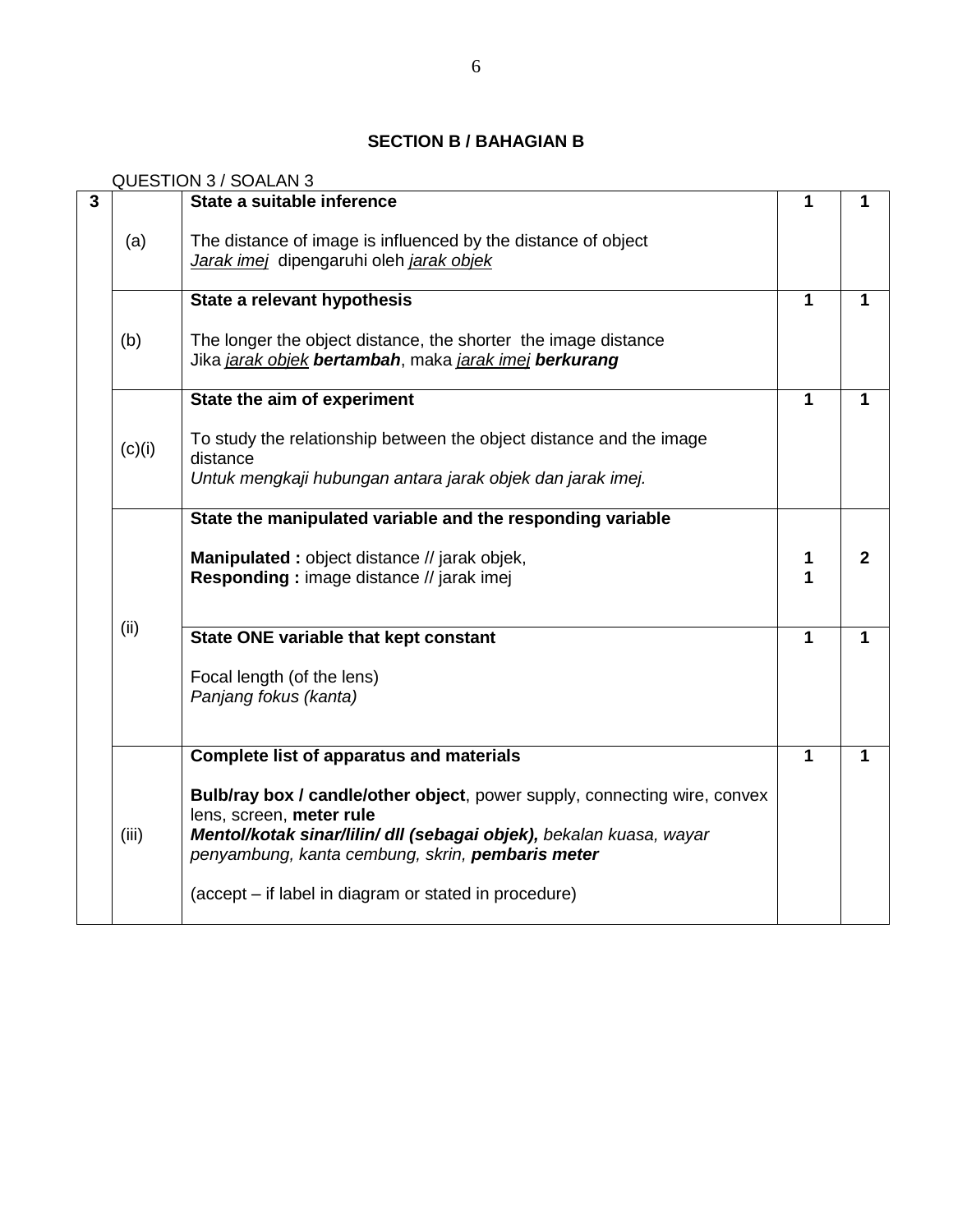## SECTION B / BAHAGIAN B

QUESTION 3 / SOALAN 3

| | | | | |
|---|---|---|---|---|
| **3** | (a) | **State a suitable inference**<br><br>The distance of image is influenced by the distance of object<br>*Jarak imej* dipengaruhi oleh *jarak objek* | **1** | **1** |
| | (b) | **State a relevant hypothesis**<br><br>The longer the object distance, the shorter the image distance<br>Jika *jarak objek* ***bertambah***, maka *jarak imej* ***berkurang*** | **1** | **1** |
| | (c)(i) | **State the aim of experiment**<br><br>To study the relationship between the object distance and the image distance<br>*Untuk mengkaji hubungan antara jarak objek dan jarak imej.* | **1** | **1** |
| | (ii) | **State the manipulated variable and the responding variable**<br><br>**Manipulated :** object distance // jarak objek,<br>**Responding :** image distance // jarak imej | **1**<br>**1** | **2** |
| | | **State ONE variable that kept constant**<br><br>Focal length (of the lens)<br>*Panjang fokus (kanta)* | **1** | **1** |
| | (iii) | **Complete list of apparatus and materials**<br><br>**Bulb/ray box / candle/other object**, power supply, connecting wire, convex lens, screen, **meter rule**<br>***Mentol/kotak sinar/lilin/ dll (sebagai objek),*** *bekalan kuasa, wayar penyambung, kanta cembung, skrin,* ***pembaris meter***<br><br>(accept – if label in diagram or stated in procedure) | **1** | **1** |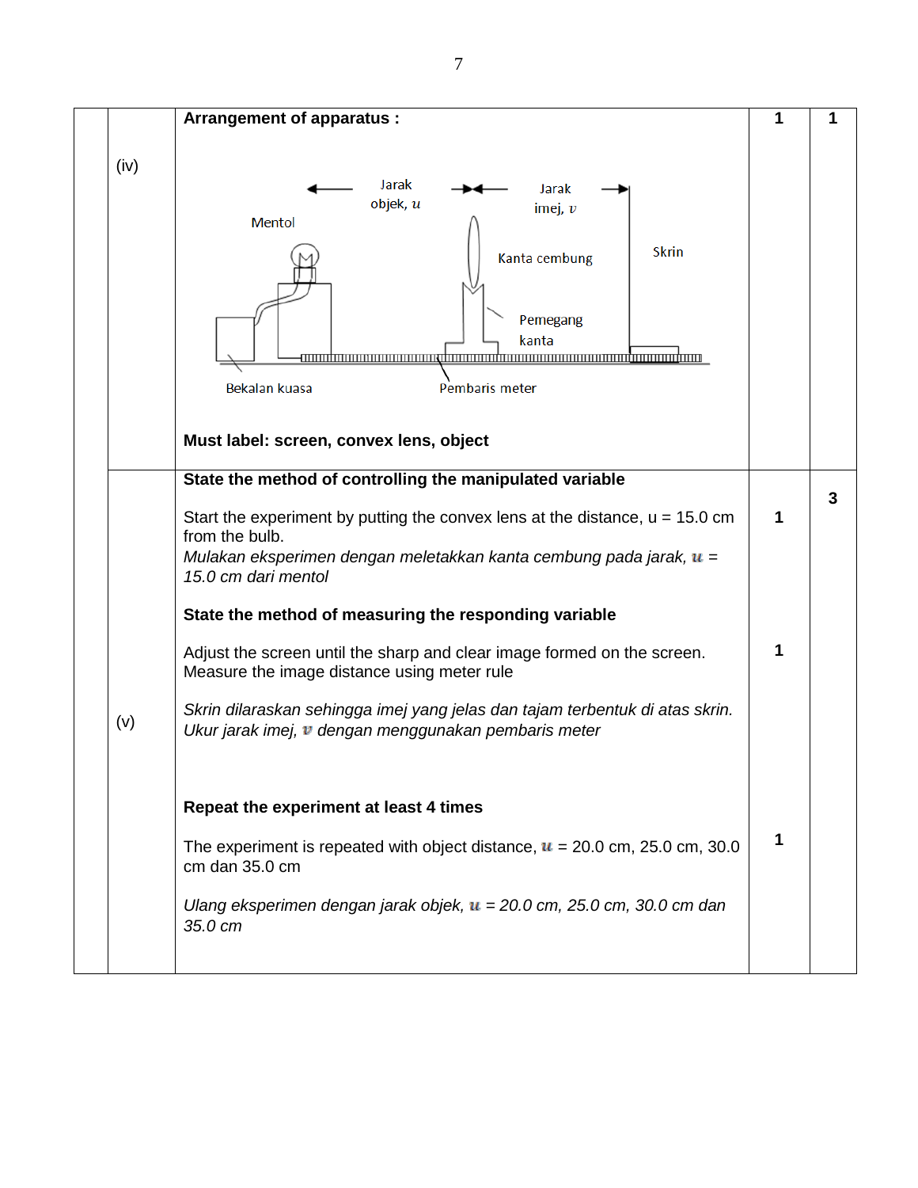| | | | | |
|---|---|---|---|---|
| | (iv) | **Arrangement of apparatus :**<br><br>Jarak objek, $u$ &nbsp;&nbsp; Jarak imej, $v$<br>Mentol &nbsp;&nbsp; Kanta cembung &nbsp;&nbsp; Skrin<br>Pemegang kanta<br>Bekalan kuasa &nbsp;&nbsp; Pembaris meter<br><br>**Must label: screen, convex lens, object** | 1 | 1 |
| | (v) | **State the method of controlling the manipulated variable**<br><br>Start the experiment by putting the convex lens at the distance, u = 15.0 cm from the bulb.<br>*Mulakan eksperimen dengan meletakkan kanta cembung pada jarak, $u$ = 15.0 cm dari mentol*<br><br>**State the method of measuring the responding variable**<br><br>Adjust the screen until the sharp and clear image formed on the screen. Measure the image distance using meter rule<br><br>*Skrin dilaraskan sehingga imej yang jelas dan tajam terbentuk di atas skrin. Ukur jarak imej, $v$ dengan menggunakan pembaris meter*<br><br>**Repeat the experiment at least 4 times**<br><br>The experiment is repeated with object distance, $u$ = 20.0 cm, 25.0 cm, 30.0 cm dan 35.0 cm<br><br>*Ulang eksperimen dengan jarak objek, $u$ = 20.0 cm, 25.0 cm, 30.0 cm dan 35.0 cm* | <br><br>1<br><br><br><br><br>1<br><br><br><br><br><br>1 | 3 |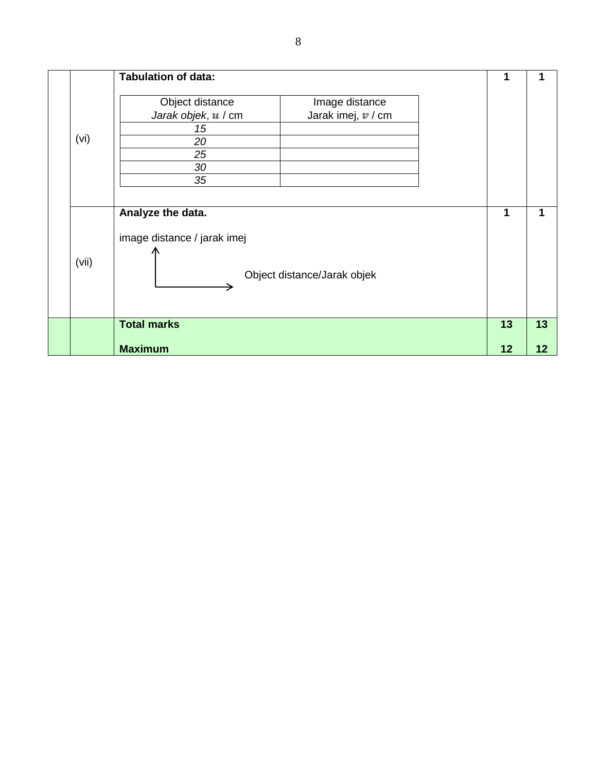| | | | | |
|---|---|---|---|---|
| | (vi) | **Tabulation of data:**<br><br>\| Object distance *Jarak objek*, $u$ / cm \| Image distance Jarak imej, $v$ / cm \|<br>\| *15* \| \|<br>\| *20* \| \|<br>\| *25* \| \|<br>\| *30* \| \|<br>\| *35* \| \| | 1 | 1 |
| | (vii) | **Analyze the data.**<br><br>image distance / jarak imej (vertical axis)<br>Object distance/Jarak objek (horizontal axis) | 1 | 1 |
| | | **Total marks**<br><br>**Maximum** | **13**<br><br>**12** | **13**<br><br>**12** |

Table for (vi):

| Object distance<br>*Jarak objek*, $u$ / cm | Image distance<br>Jarak imej, $v$ / cm |
|---|---|
| *15* | |
| *20* | |
| *25* | |
| *30* | |
| *35* | |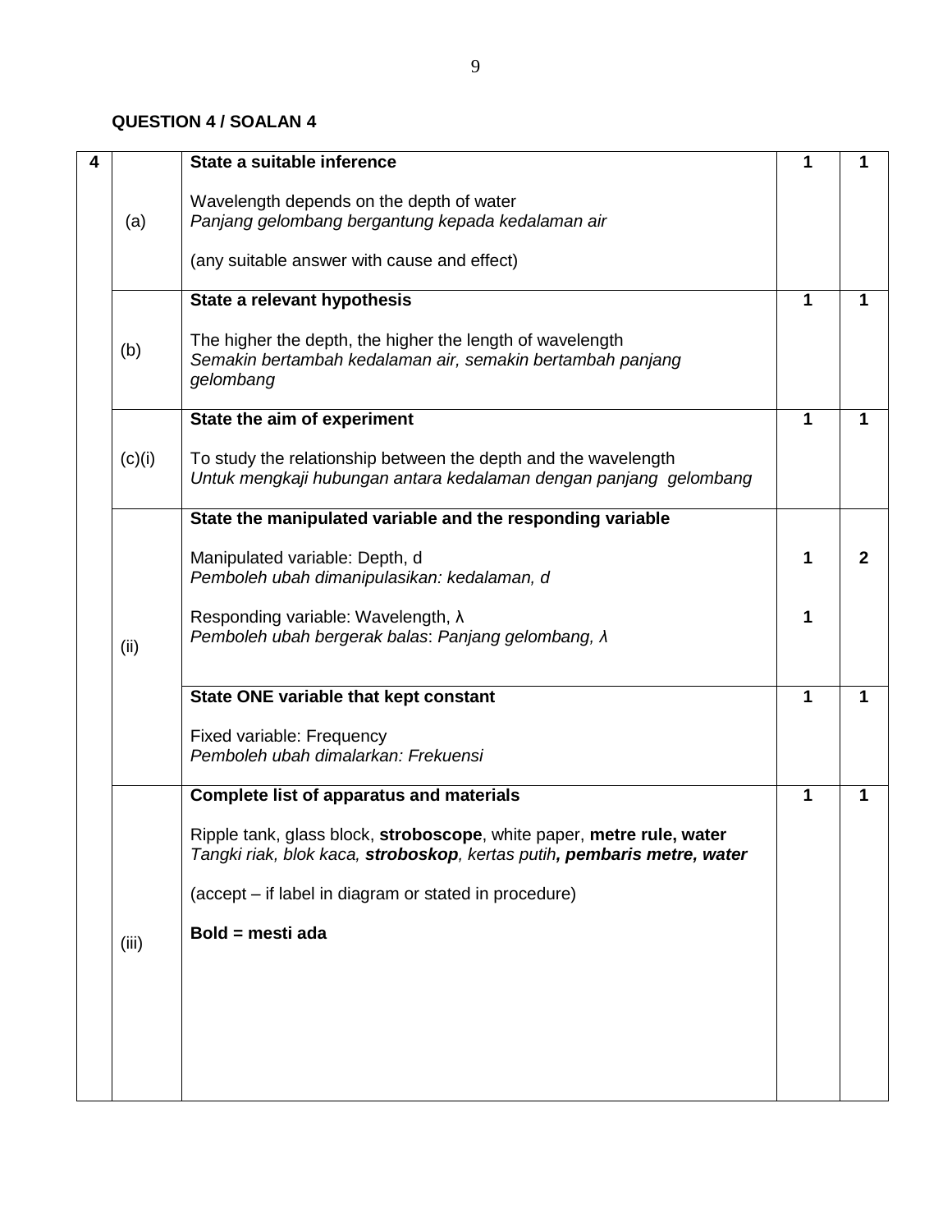**QUESTION 4 / SOALAN 4**

| | | | | |
|---|---|---|---|---|
| 4 | (a) | **State a suitable inference**<br><br>Wavelength depends on the depth of water<br>*Panjang gelombang bergantung kepada kedalaman air*<br><br>(any suitable answer with cause and effect) | 1 | 1 |
| | (b) | **State a relevant hypothesis**<br><br>The higher the depth, the higher the length of wavelength<br>*Semakin bertambah kedalaman air, semakin bertambah panjang gelombang* | 1 | 1 |
| | (c)(i) | **State the aim of experiment**<br><br>To study the relationship between the depth and the wavelength<br>*Untuk mengkaji hubungan antara kedalaman dengan panjang gelombang* | 1 | 1 |
| | (ii) | **State the manipulated variable and the responding variable**<br><br>Manipulated variable: Depth, d<br>*Pemboleh ubah dimanipulasikan: kedalaman, d*<br><br>Responding variable: Wavelength, λ<br>*Pemboleh ubah bergerak balas*: *Panjang gelombang, λ* | 1<br><br>1 | 2 |
| | | **State ONE variable that kept constant**<br><br>Fixed variable: Frequency<br>*Pemboleh ubah dimalarkan: Frekuensi* | 1 | 1 |
| | (iii) | **Complete list of apparatus and materials**<br><br>Ripple tank, glass block, **stroboscope**, white paper, **metre rule, water**<br>*Tangki riak, blok kaca, **stroboskop**, kertas putih**, pembaris metre, water***<br><br>(accept – if label in diagram or stated in procedure)<br><br>**Bold = mesti ada** | 1 | 1 |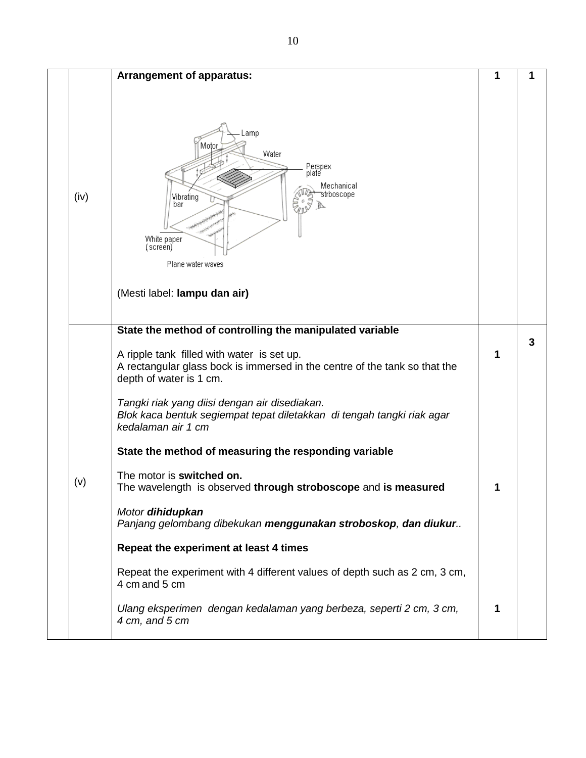|  |  |  |  |  |
|---|---|---|---|---|
|  | (iv) | **Arrangement of apparatus:**<br><br>(Mesti label: **lampu dan air)** | 1 | 1 |
|  | (v) | **State the method of controlling the manipulated variable**<br><br>A ripple tank filled with water is set up.<br>A rectangular glass bock is immersed in the centre of the tank so that the depth of water is 1 cm.<br><br>*Tangki riak yang diisi dengan air disediakan.*<br>*Blok kaca bentuk segiempat tepat diletakkan di tengah tangki riak agar kedalaman air 1 cm*<br><br>**State the method of measuring the responding variable**<br><br>The motor is **switched on.**<br>The wavelength is observed **through stroboscope** and **is measured**<br><br>*Motor **dihidupkan***<br>*Panjang gelombang dibekukan **menggunakan stroboskop**, **dan diukur**..*<br><br>**Repeat the experiment at least 4 times**<br><br>Repeat the experiment with 4 different values of depth such as 2 cm, 3 cm, 4 cm and 5 cm<br><br>*Ulang eksperimen dengan kedalaman yang berbeza, seperti 2 cm, 3 cm, 4 cm, and 5 cm* | 1<br><br>1<br><br>1 | 3 |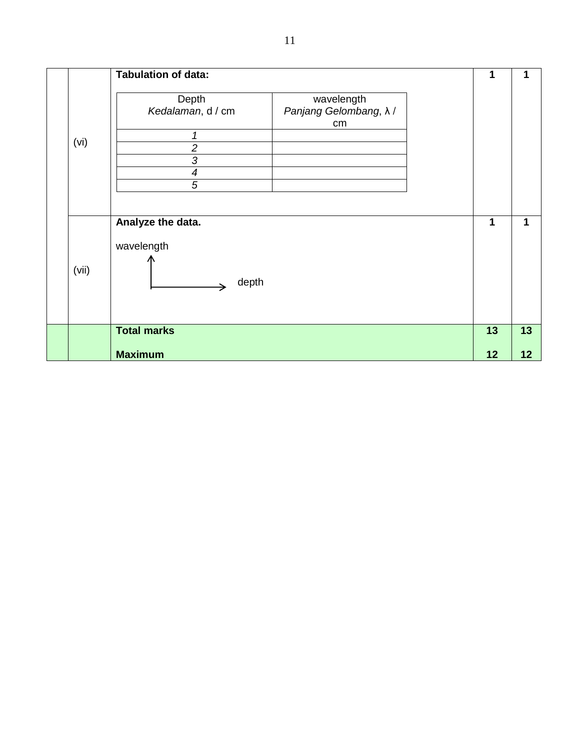| | | | | |
|---|---|---|---|---|
| | (vi) | **Tabulation of data:**<br><br>Depth *Kedalaman*, d / cm — wavelength *Panjang Gelombang*, λ / cm<br>*1*<br>*2*<br>*3*<br>*4*<br>*5* | **1** | **1** |
| | (vii) | **Analyze the data.**<br><br>wavelength<br>depth | **1** | **1** |
| | | **Total marks**<br><br>**Maximum** | **13**<br><br>**12** | **13**<br><br>**12** |

| Depth<br>*Kedalaman*, d / cm | wavelength<br>*Panjang Gelombang*, λ / cm |
|---|---|
| *1* | |
| *2* | |
| *3* | |
| *4* | |
| *5* | |